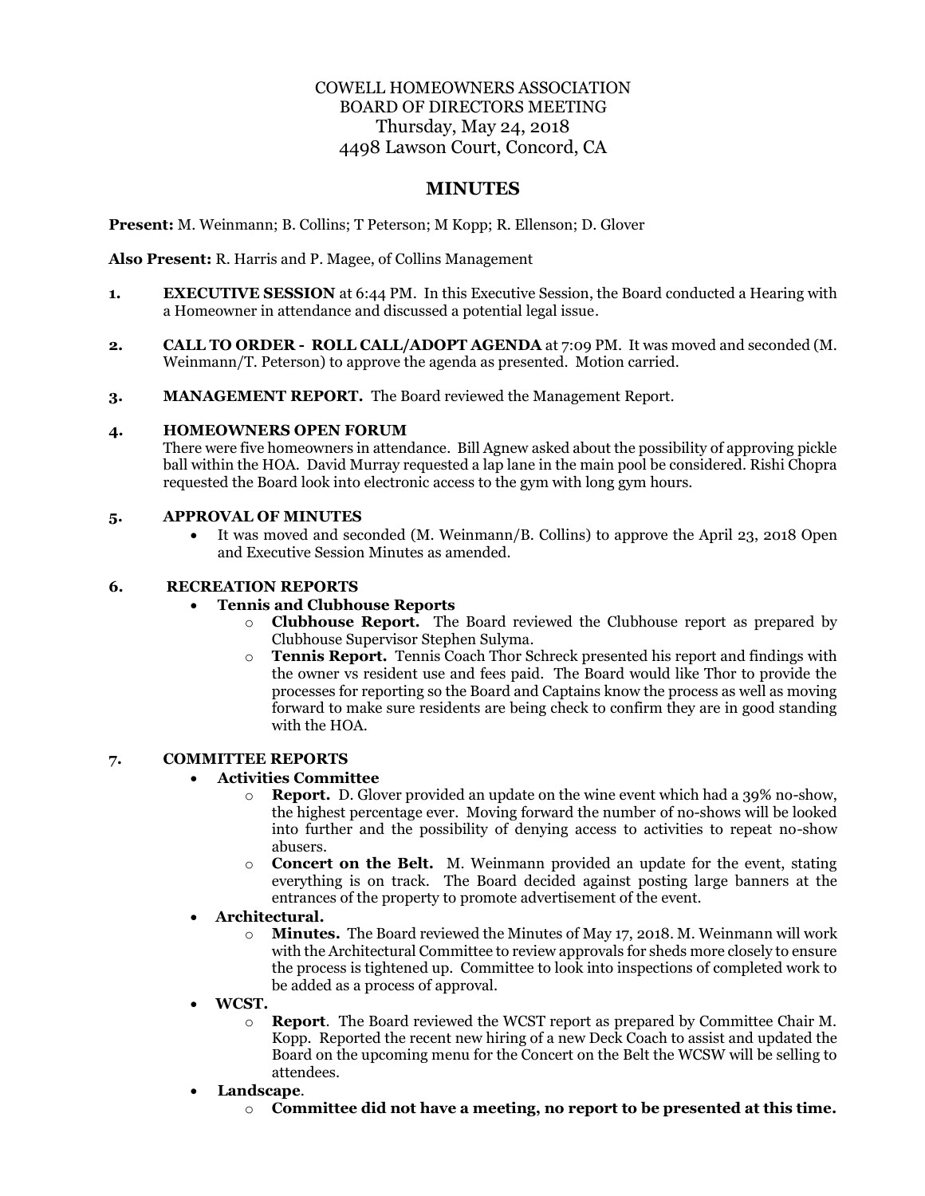# COWELL HOMEOWNERS ASSOCIATION
## BOARD OF DIRECTORS MEETING
### Thursday, May 24, 2018
### 4498 Lawson Court, Concord, CA

## MINUTES

**Present:** M. Weinmann; B. Collins; T Peterson; M Kopp; R. Ellenson; D. Glover

**Also Present:** R. Harris and P. Magee, of Collins Management

**1.** **EXECUTIVE SESSION** at 6:44 PM. In this Executive Session, the Board conducted a Hearing with a Homeowner in attendance and discussed a potential legal issue.

**2.** **CALL TO ORDER - ROLL CALL/ADOPT AGENDA** at 7:09 PM. It was moved and seconded (M. Weinmann/T. Peterson) to approve the agenda as presented. Motion carried.

**3.** **MANAGEMENT REPORT.** The Board reviewed the Management Report.

**4.** **HOMEOWNERS OPEN FORUM**

There were five homeowners in attendance. Bill Agnew asked about the possibility of approving pickle ball within the HOA. David Murray requested a lap lane in the main pool be considered. Rishi Chopra requested the Board look into electronic access to the gym with long gym hours.

**5.** **APPROVAL OF MINUTES**

- It was moved and seconded (M. Weinmann/B. Collins) to approve the April 23, 2018 Open and Executive Session Minutes as amended.

**6.** **RECREATION REPORTS**

- **Tennis and Clubhouse Reports**
  - **Clubhouse Report.** The Board reviewed the Clubhouse report as prepared by Clubhouse Supervisor Stephen Sulyma.
  - **Tennis Report.** Tennis Coach Thor Schreck presented his report and findings with the owner vs resident use and fees paid. The Board would like Thor to provide the processes for reporting so the Board and Captains know the process as well as moving forward to make sure residents are being check to confirm they are in good standing with the HOA.

**7.** **COMMITTEE REPORTS**

- **Activities Committee**
  - **Report.** D. Glover provided an update on the wine event which had a 39% no-show, the highest percentage ever. Moving forward the number of no-shows will be looked into further and the possibility of denying access to activities to repeat no-show abusers.
  - **Concert on the Belt.** M. Weinmann provided an update for the event, stating everything is on track. The Board decided against posting large banners at the entrances of the property to promote advertisement of the event.
- **Architectural.**
  - **Minutes.** The Board reviewed the Minutes of May 17, 2018. M. Weinmann will work with the Architectural Committee to review approvals for sheds more closely to ensure the process is tightened up. Committee to look into inspections of completed work to be added as a process of approval.
- **WCST.**
  - **Report**. The Board reviewed the WCST report as prepared by Committee Chair M. Kopp. Reported the recent new hiring of a new Deck Coach to assist and updated the Board on the upcoming menu for the Concert on the Belt the WCSW will be selling to attendees.
- **Landscape**.
  - **Committee did not have a meeting, no report to be presented at this time.**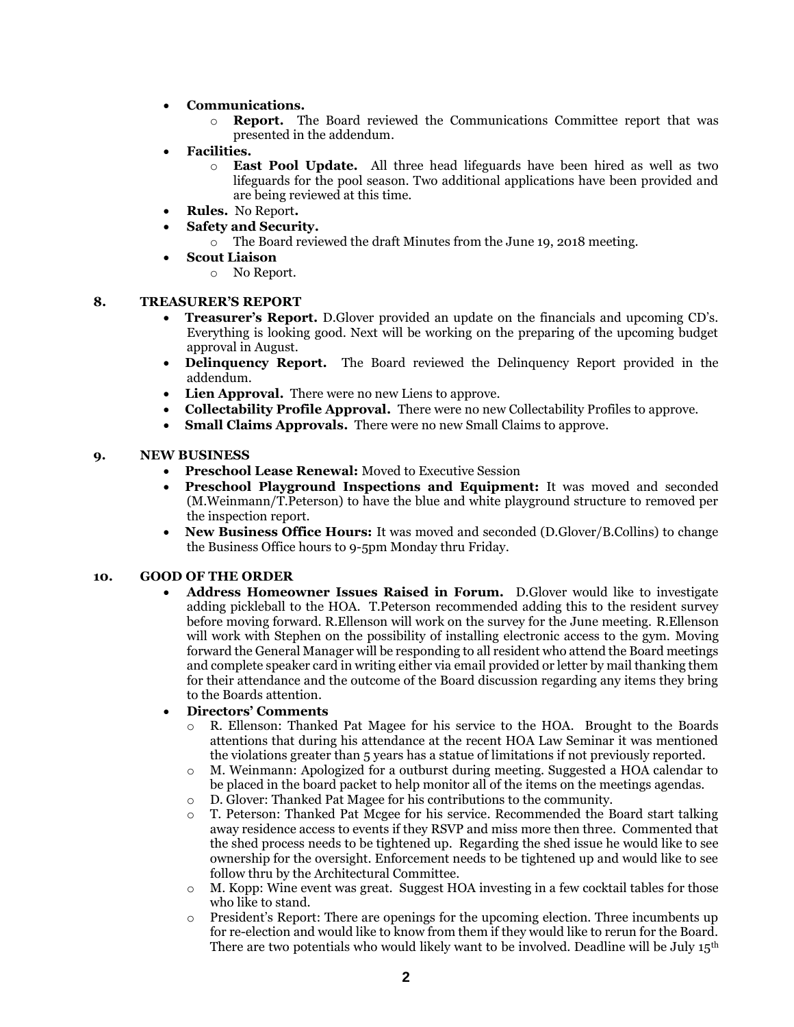- **Communications.**
  - **Report.** The Board reviewed the Communications Committee report that was presented in the addendum.
- **Facilities.**
  - **East Pool Update.** All three head lifeguards have been hired as well as two lifeguards for the pool season. Two additional applications have been provided and are being reviewed at this time.
- **Rules.** No Report**.**
- **Safety and Security.**
  - The Board reviewed the draft Minutes from the June 19, 2018 meeting.
- **Scout Liaison**
  - No Report.

## 8. TREASURER'S REPORT

- **Treasurer's Report.** D.Glover provided an update on the financials and upcoming CD's. Everything is looking good. Next will be working on the preparing of the upcoming budget approval in August.
- **Delinquency Report.** The Board reviewed the Delinquency Report provided in the addendum.
- **Lien Approval.** There were no new Liens to approve.
- **Collectability Profile Approval.** There were no new Collectability Profiles to approve.
- **Small Claims Approvals.** There were no new Small Claims to approve.

## 9. NEW BUSINESS

- **Preschool Lease Renewal:** Moved to Executive Session
- **Preschool Playground Inspections and Equipment:** It was moved and seconded (M.Weinmann/T.Peterson) to have the blue and white playground structure to removed per the inspection report.
- **New Business Office Hours:** It was moved and seconded (D.Glover/B.Collins) to change the Business Office hours to 9-5pm Monday thru Friday.

## 10. GOOD OF THE ORDER

- **Address Homeowner Issues Raised in Forum.** D.Glover would like to investigate adding pickleball to the HOA. T.Peterson recommended adding this to the resident survey before moving forward. R.Ellenson will work on the survey for the June meeting. R.Ellenson will work with Stephen on the possibility of installing electronic access to the gym. Moving forward the General Manager will be responding to all resident who attend the Board meetings and complete speaker card in writing either via email provided or letter by mail thanking them for their attendance and the outcome of the Board discussion regarding any items they bring to the Boards attention.
- **Directors' Comments**
  - R. Ellenson: Thanked Pat Magee for his service to the HOA. Brought to the Boards attentions that during his attendance at the recent HOA Law Seminar it was mentioned the violations greater than 5 years has a statue of limitations if not previously reported.
  - M. Weinmann: Apologized for a outburst during meeting. Suggested a HOA calendar to be placed in the board packet to help monitor all of the items on the meetings agendas.
  - D. Glover: Thanked Pat Magee for his contributions to the community.
  - T. Peterson: Thanked Pat Mcgee for his service. Recommended the Board start talking away residence access to events if they RSVP and miss more then three. Commented that the shed process needs to be tightened up. Regarding the shed issue he would like to see ownership for the oversight. Enforcement needs to be tightened up and would like to see follow thru by the Architectural Committee.
  - M. Kopp: Wine event was great. Suggest HOA investing in a few cocktail tables for those who like to stand.
  - President's Report: There are openings for the upcoming election. Three incumbents up for re-election and would like to know from them if they would like to rerun for the Board. There are two potentials who would likely want to be involved. Deadline will be July 15th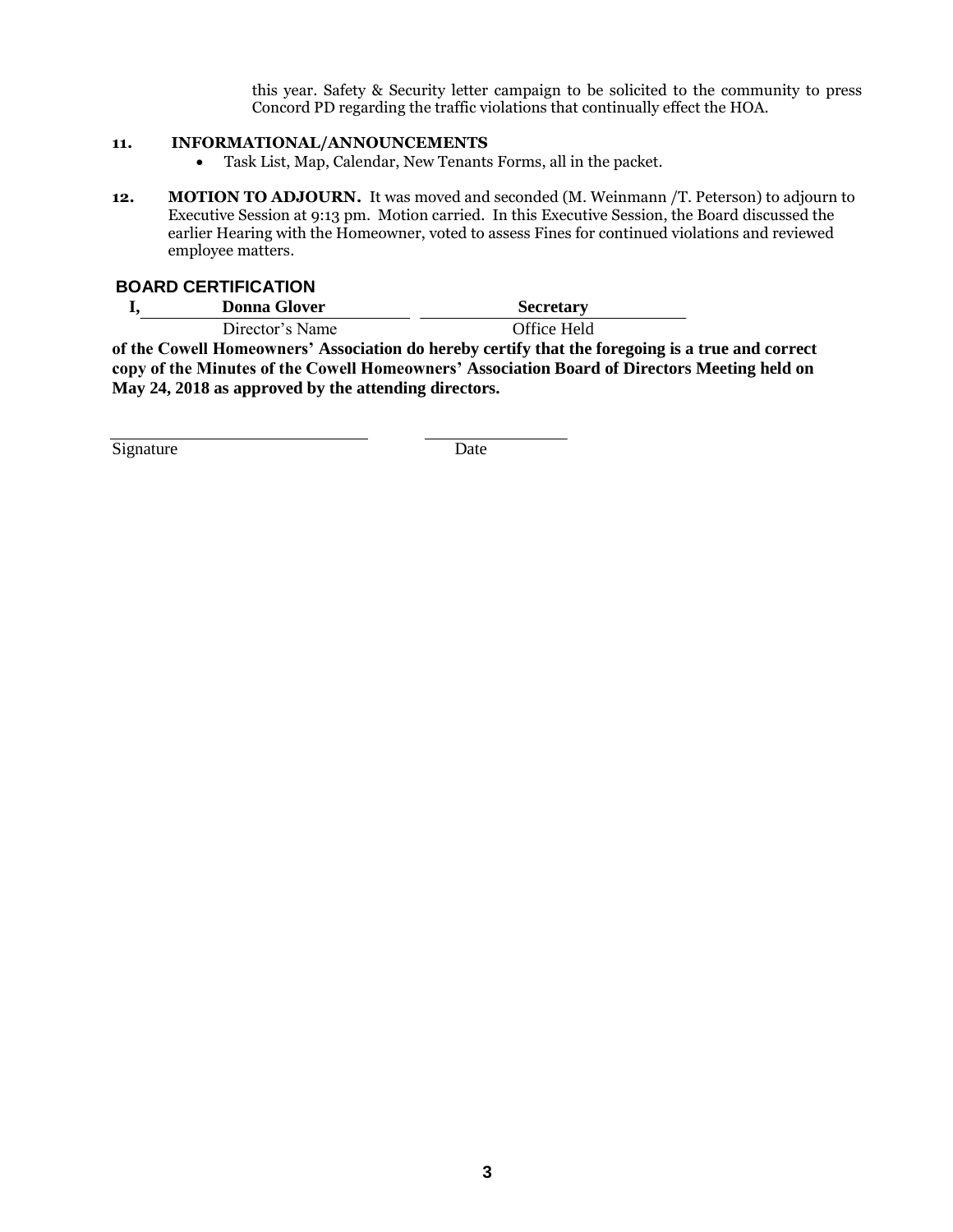this year. Safety & Security letter campaign to be solicited to the community to press Concord PD regarding the traffic violations that continually effect the HOA.

**11. INFORMATIONAL/ANNOUNCEMENTS**

- Task List, Map, Calendar, New Tenants Forms, all in the packet.

**12. MOTION TO ADJOURN.** It was moved and seconded (M. Weinmann /T. Peterson) to adjourn to Executive Session at 9:13 pm. Motion carried. In this Executive Session, the Board discussed the earlier Hearing with the Homeowner, voted to assess Fines for continued violations and reviewed employee matters.

## BOARD CERTIFICATION

**I, Donna Glover** — Director's Name  **Secretary** — Office Held

**of the Cowell Homeowners' Association do hereby certify that the foregoing is a true and correct copy of the Minutes of the Cowell Homeowners' Association Board of Directors Meeting held on May 24, 2018 as approved by the attending directors.**

Signature ______________________  Date ______________